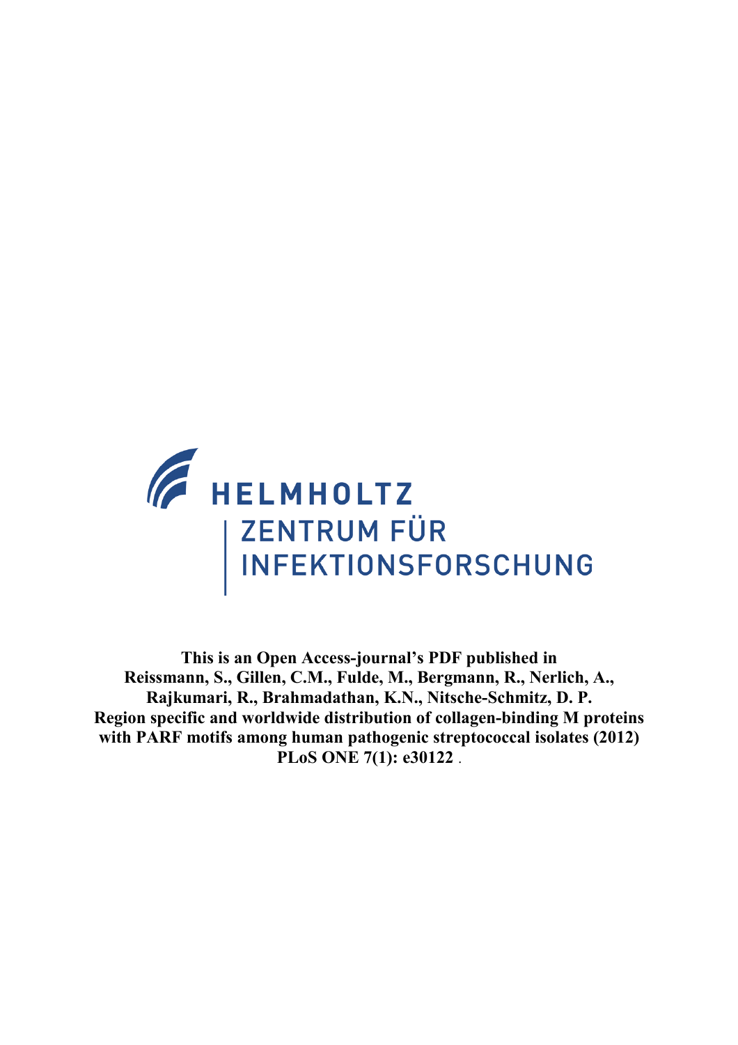HELMHOLTZ

ZENTRUM FÜR INFEKTIONSFORSCHUNG

**This is an Open Access-journal's PDF published in Reissmann, S., Gillen, C.M., Fulde, M., Bergmann, R., Nerlich, A., Rajkumari, R., Brahmadathan, K.N., Nitsche-Schmitz, D. P. Region specific and worldwide distribution of collagen-binding M proteins with PARF motifs among human pathogenic streptococcal isolates (2012) PLoS ONE 7(1): e30122** .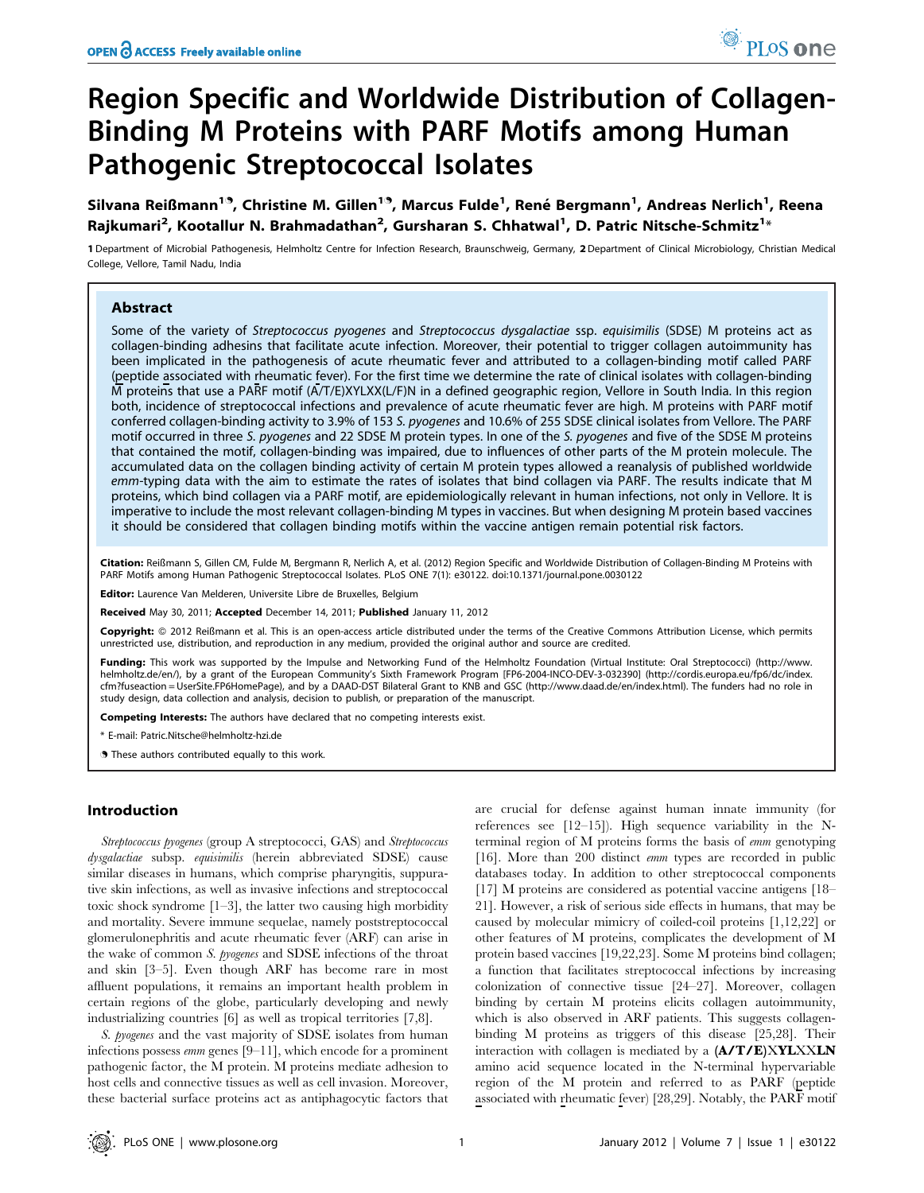# Region Specific and Worldwide Distribution of Collagen-Binding M Proteins with PARF Motifs among Human Pathogenic Streptococcal Isolates

**Silvana Reißmann[1¶], Christine M. Gillen[1¶], Marcus Fulde[1], René Bergmann[1], Andreas Nerlich[1], Reena Rajkumari[2], Kootallur N. Brahmadathan[2], Gursharan S. Chhatwal[1], D. Patric Nitsche-Schmitz[1*]**

1 Department of Microbial Pathogenesis, Helmholtz Centre for Infection Research, Braunschweig, Germany, 2 Department of Clinical Microbiology, Christian Medical College, Vellore, Tamil Nadu, India

## Abstract

Some of the variety of *Streptococcus pyogenes* and *Streptococcus dysgalactiae* ssp. *equisimilis* (SDSE) M proteins act as collagen-binding adhesins that facilitate acute infection. Moreover, their potential to trigger collagen autoimmunity has been implicated in the pathogenesis of acute rheumatic fever and attributed to a collagen-binding motif called PARF (peptide associated with rheumatic fever). For the first time we determine the rate of clinical isolates with collagen-binding M proteins that use a PARF motif (A/T/E)XYLXX(L/F)N in a defined geographic region, Vellore in South India. In this region both, incidence of streptococcal infections and prevalence of acute rheumatic fever are high. M proteins with PARF motif conferred collagen-binding activity to 3.9% of 153 *S. pyogenes* and 10.6% of 255 SDSE clinical isolates from Vellore. The PARF motif occurred in three *S. pyogenes* and 22 SDSE M protein types. In one of the *S. pyogenes* and five of the SDSE M proteins that contained the motif, collagen-binding was impaired, due to influences of other parts of the M protein molecule. The accumulated data on the collagen binding activity of certain M protein types allowed a reanalysis of published worldwide *emm*-typing data with the aim to estimate the rates of isolates that bind collagen via PARF. The results indicate that M proteins, which bind collagen via a PARF motif, are epidemiologically relevant in human infections, not only in Vellore. It is imperative to include the most relevant collagen-binding M types in vaccines. But when designing M protein based vaccines it should be considered that collagen binding motifs within the vaccine antigen remain potential risk factors.

**Citation:** Reißmann S, Gillen CM, Fulde M, Bergmann R, Nerlich A, et al. (2012) Region Specific and Worldwide Distribution of Collagen-Binding M Proteins with PARF Motifs among Human Pathogenic Streptococcal Isolates. PLoS ONE 7(1): e30122. doi:10.1371/journal.pone.0030122

**Editor:** Laurence Van Melderen, Universite Libre de Bruxelles, Belgium

**Received** May 30, 2011; **Accepted** December 14, 2011; **Published** January 11, 2012

**Copyright:** © 2012 Reißmann et al. This is an open-access article distributed under the terms of the Creative Commons Attribution License, which permits unrestricted use, distribution, and reproduction in any medium, provided the original author and source are credited.

**Funding:** This work was supported by the Impulse and Networking Fund of the Helmholtz Foundation (Virtual Institute: Oral Streptococci) (http://www.helmholtz.de/en/), by a grant of the European Community's Sixth Framework Program [FP6-2004-INCO-DEV-3-032390] (http://cordis.europa.eu/fp6/dc/index.cfm?fuseaction=UserSite.FP6HomePage), and by a DAAD-DST Bilateral Grant to KNB and GSC (http://www.daad.de/en/index.html). The funders had no role in study design, data collection and analysis, decision to publish, or preparation of the manuscript.

**Competing Interests:** The authors have declared that no competing interests exist.

\* E-mail: Patric.Nitsche@helmholtz-hzi.de

¶ These authors contributed equally to this work.

## Introduction

*Streptococcus pyogenes* (group A streptococci, GAS) and *Streptococcus dysgalactiae* subsp. *equisimilis* (herein abbreviated SDSE) cause similar diseases in humans, which comprise pharyngitis, suppurative skin infections, as well as invasive infections and streptococcal toxic shock syndrome [1–3], the latter two causing high morbidity and mortality. Severe immune sequelae, namely poststreptococcal glomerulonephritis and acute rheumatic fever (ARF) can arise in the wake of common *S. pyogenes* and SDSE infections of the throat and skin [3–5]. Even though ARF has become rare in most affluent populations, it remains an important health problem in certain regions of the globe, particularly developing and newly industrializing countries [6] as well as tropical territories [7,8].

*S. pyogenes* and the vast majority of SDSE isolates from human infections possess *emm* genes [9–11], which encode for a prominent pathogenic factor, the M protein. M proteins mediate adhesion to host cells and connective tissues as well as cell invasion. Moreover, these bacterial surface proteins act as antiphagocytic factors that are crucial for defense against human innate immunity (for references see [12–15]). High sequence variability in the N-terminal region of M proteins forms the basis of *emm* genotyping [16]. More than 200 distinct *emm* types are recorded in public databases today. In addition to other streptococcal components [17] M proteins are considered as potential vaccine antigens [18–21]. However, a risk of serious side effects in humans, that may be caused by molecular mimicry of coiled-coil proteins [1,12,22] or other features of M proteins, complicates the development of M protein based vaccines [19,22,23]. Some M proteins bind collagen; a function that facilitates streptococcal infections by increasing colonization of connective tissue [24–27]. Moreover, collagen binding by certain M proteins elicits collagen autoimmunity, which is also observed in ARF patients. This suggests collagen-binding M proteins as triggers of this disease [25,28]. Their interaction with collagen is mediated by a **(A/T/E)XYLXXLN** amino acid sequence located in the N-terminal hypervariable region of the M protein and referred to as PARF (peptide associated with rheumatic fever) [28,29]. Notably, the PARF motif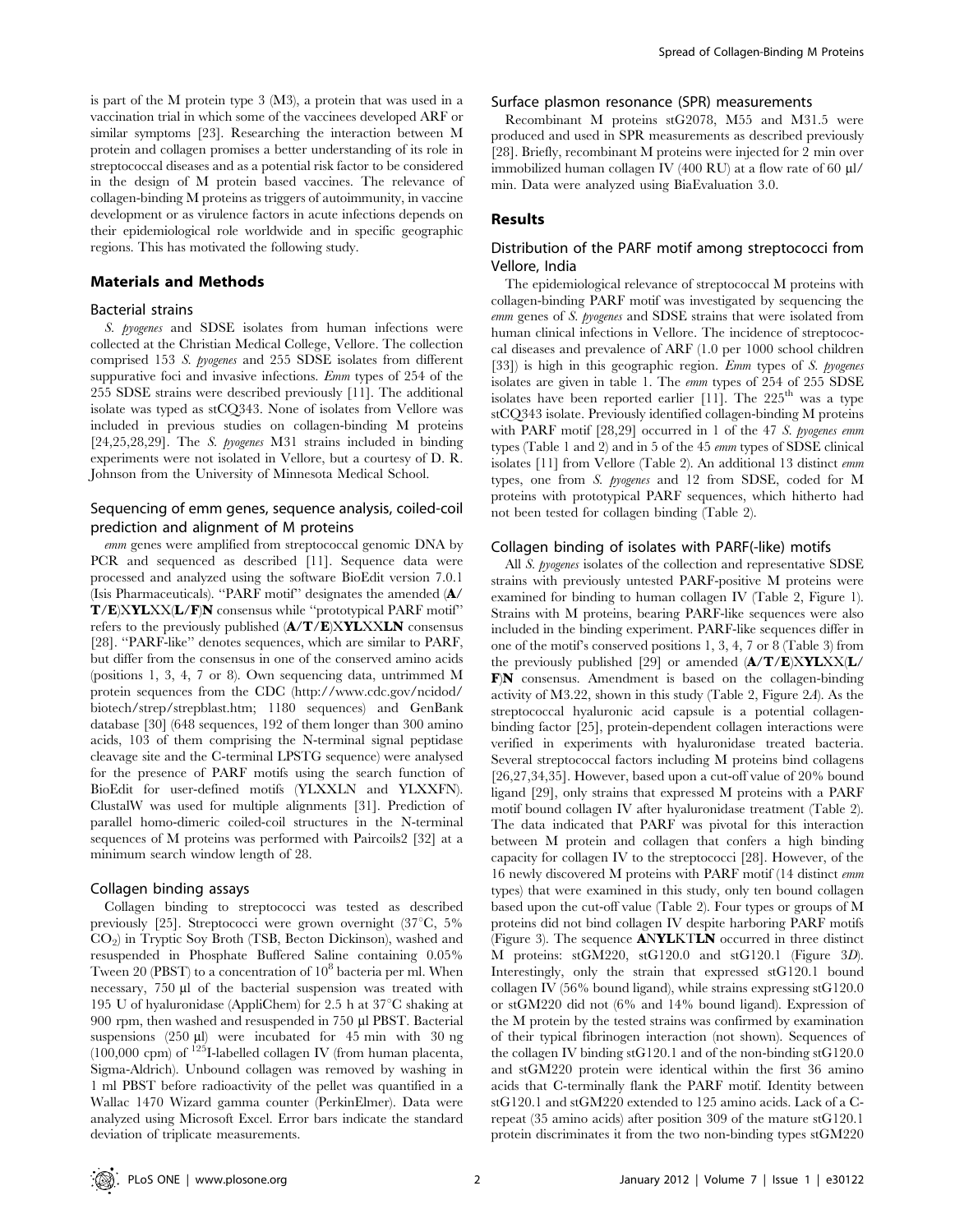is part of the M protein type 3 (M3), a protein that was used in a vaccination trial in which some of the vaccinees developed ARF or similar symptoms [23]. Researching the interaction between M protein and collagen promises a better understanding of its role in streptococcal diseases and as a potential risk factor to be considered in the design of M protein based vaccines. The relevance of collagen-binding M proteins as triggers of autoimmunity, in vaccine development or as virulence factors in acute infections depends on their epidemiological role worldwide and in specific geographic regions. This has motivated the following study.

## Materials and Methods

### Bacterial strains

*S. pyogenes* and SDSE isolates from human infections were collected at the Christian Medical College, Vellore. The collection comprised 153 *S. pyogenes* and 255 SDSE isolates from different suppurative foci and invasive infections. *Emm* types of 254 of the 255 SDSE strains were described previously [11]. The additional isolate was typed as stCQ343. None of isolates from Vellore was included in previous studies on collagen-binding M proteins [24,25,28,29]. The *S. pyogenes* M31 strains included in binding experiments were not isolated in Vellore, but a courtesy of D. R. Johnson from the University of Minnesota Medical School.

### Sequencing of emm genes, sequence analysis, coiled-coil prediction and alignment of M proteins

*emm* genes were amplified from streptococcal genomic DNA by PCR and sequenced as described [11]. Sequence data were processed and analyzed using the software BioEdit version 7.0.1 (Isis Pharmaceuticals). "PARF motif" designates the amended (**A/T/E**)X**YL**XX(**L/F**)**N** consensus while "prototypical PARF motif" refers to the previously published (**A/T/E**)X**YL**XX**LN** consensus [28]. "PARF-like" denotes sequences, which are similar to PARF, but differ from the consensus in one of the conserved amino acids (positions 1, 3, 4, 7 or 8). Own sequencing data, untrimmed M protein sequences from the CDC (http://www.cdc.gov/ncidod/biotech/strep/strepblast.htm; 1180 sequences) and GenBank database [30] (648 sequences, 192 of them longer than 300 amino acids, 103 of them comprising the N-terminal signal peptidase cleavage site and the C-terminal LPSTG sequence) were analysed for the presence of PARF motifs using the search function of BioEdit for user-defined motifs (YLXXLN and YLXXFN). ClustalW was used for multiple alignments [31]. Prediction of parallel homo-dimeric coiled-coil structures in the N-terminal sequences of M proteins was performed with Paircoils2 [32] at a minimum search window length of 28.

### Collagen binding assays

Collagen binding to streptococci was tested as described previously [25]. Streptococci were grown overnight (37°C, 5% $CO_2$) in Tryptic Soy Broth (TSB, Becton Dickinson), washed and resuspended in Phosphate Buffered Saline containing 0.05% Tween 20 (PBST) to a concentration of $10^8$ bacteria per ml. When necessary, 750 µl of the bacterial suspension was treated with 195 U of hyaluronidase (AppliChem) for 2.5 h at 37°C shaking at 900 rpm, then washed and resuspended in 750 µl PBST. Bacterial suspensions (250 µl) were incubated for 45 min with 30 ng (100,000 cpm) of $^{125}$I-labelled collagen IV (from human placenta, Sigma-Aldrich). Unbound collagen was removed by washing in 1 ml PBST before radioactivity of the pellet was quantified in a Wallac 1470 Wizard gamma counter (PerkinElmer). Data were analyzed using Microsoft Excel. Error bars indicate the standard deviation of triplicate measurements.

### Surface plasmon resonance (SPR) measurements

Recombinant M proteins stG2078, M55 and M31.5 were produced and used in SPR measurements as described previously [28]. Briefly, recombinant M proteins were injected for 2 min over immobilized human collagen IV (400 RU) at a flow rate of 60 µl/min. Data were analyzed using BiaEvaluation 3.0.

## Results

### Distribution of the PARF motif among streptococci from Vellore, India

The epidemiological relevance of streptococcal M proteins with collagen-binding PARF motif was investigated by sequencing the *emm* genes of *S. pyogenes* and SDSE strains that were isolated from human clinical infections in Vellore. The incidence of streptococcal diseases and prevalence of ARF (1.0 per 1000 school children [33]) is high in this geographic region. *Emm* types of *S. pyogenes* isolates are given in table 1. The *emm* types of 254 of 255 SDSE isolates have been reported earlier [11]. The 225[th] was a type stCQ343 isolate. Previously identified collagen-binding M proteins with PARF motif [28,29] occurred in 1 of the 47 *S. pyogenes emm* types (Table 1 and 2) and in 5 of the 45 *emm* types of SDSE clinical isolates [11] from Vellore (Table 2). An additional 13 distinct *emm* types, one from *S. pyogenes* and 12 from SDSE, coded for M proteins with prototypical PARF sequences, which hitherto had not been tested for collagen binding (Table 2).

### Collagen binding of isolates with PARF(-like) motifs

All *S. pyogenes* isolates of the collection and representative SDSE strains with previously untested PARF-positive M proteins were examined for binding to human collagen IV (Table 2, Figure 1). Strains with M proteins, bearing PARF-like sequences were also included in the binding experiment. PARF-like sequences differ in one of the motif's conserved positions 1, 3, 4, 7 or 8 (Table 3) from the previously published [29] or amended (**A/T/E**)X**YL**XX(**L/F**)**N** consensus. Amendment is based on the collagen-binding activity of M3.22, shown in this study (Table 2, Figure 2*A*). As the streptococcal hyaluronic acid capsule is a potential collagen-binding factor [25], protein-dependent collagen interactions were verified in experiments with hyaluronidase treated bacteria. Several streptococcal factors including M proteins bind collagens [26,27,34,35]. However, based upon a cut-off value of 20% bound ligand [29], only strains that expressed M proteins with a PARF motif bound collagen IV after hyaluronidase treatment (Table 2). The data indicated that PARF was pivotal for this interaction between M protein and collagen that confers a high binding capacity for collagen IV to the streptococci [28]. However, of the 16 newly discovered M proteins with PARF motif (14 distinct *emm* types) that were examined in this study, only ten bound collagen based upon the cut-off value (Table 2). Four types or groups of M proteins did not bind collagen IV despite harboring PARF motifs (Figure 3). The sequence **A**N**YL**KT**LN** occurred in three distinct M proteins: stGM220, stG120.0 and stG120.1 (Figure 3*D*). Interestingly, only the strain that expressed stG120.1 bound collagen IV (56% bound ligand), while strains expressing stG120.0 or stGM220 did not (6% and 14% bound ligand). Expression of the M protein by the tested strains was confirmed by examination of their typical fibrinogen interaction (not shown). Sequences of the collagen IV binding stG120.1 and of the non-binding stG120.0 and stGM220 protein were identical within the first 36 amino acids that C-terminally flank the PARF motif. Identity between stG120.1 and stGM220 extended to 125 amino acids. Lack of a C-repeat (35 amino acids) after position 309 of the mature stG120.1 protein discriminates it from the two non-binding types stGM220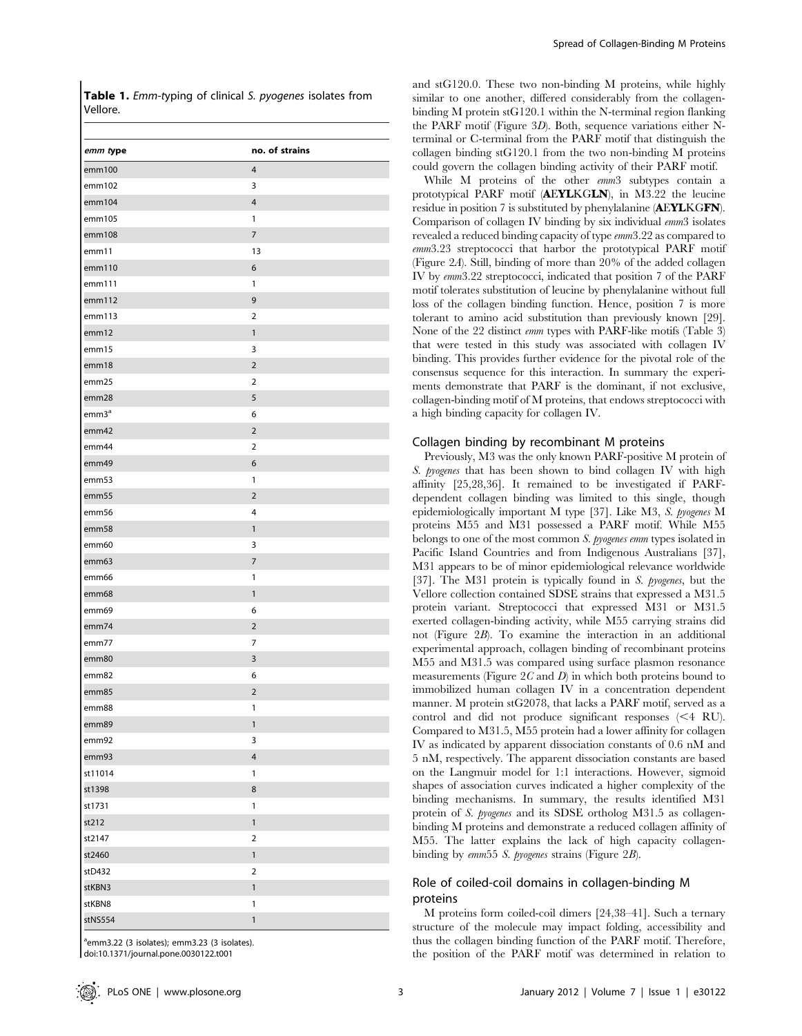**Table 1.** *Emm*-typing of clinical *S. pyogenes* isolates from Vellore.

| *emm* type | no. of strains |
|---|---|
| emm100 | 4 |
| emm102 | 3 |
| emm104 | 4 |
| emm105 | 1 |
| emm108 | 7 |
| emm11 | 13 |
| emm110 | 6 |
| emm111 | 1 |
| emm112 | 9 |
| emm113 | 2 |
| emm12 | 1 |
| emm15 | 3 |
| emm18 | 2 |
| emm25 | 2 |
| emm28 | 5 |
| emm3[a] | 6 |
| emm42 | 2 |
| emm44 | 2 |
| emm49 | 6 |
| emm53 | 1 |
| emm55 | 2 |
| emm56 | 4 |
| emm58 | 1 |
| emm60 | 3 |
| emm63 | 7 |
| emm66 | 1 |
| emm68 | 1 |
| emm69 | 6 |
| emm74 | 2 |
| emm77 | 7 |
| emm80 | 3 |
| emm82 | 6 |
| emm85 | 2 |
| emm88 | 1 |
| emm89 | 1 |
| emm92 | 3 |
| emm93 | 4 |
| st11014 | 1 |
| st1398 | 8 |
| st1731 | 1 |
| st212 | 1 |
| st2147 | 2 |
| st2460 | 1 |
| stD432 | 2 |
| stKBN3 | 1 |
| stKBN8 | 1 |
| stNS554 | 1 |

[a]emm3.22 (3 isolates); emm3.23 (3 isolates).
doi:10.1371/journal.pone.0030122.t001

and stG120.0. These two non-binding M proteins, while highly similar to one another, differed considerably from the collagen-binding M protein stG120.1 within the N-terminal region flanking the PARF motif (Figure 3*D*). Both, sequence variations either N-terminal or C-terminal from the PARF motif that distinguish the collagen binding stG120.1 from the two non-binding M proteins could govern the collagen binding activity of their PARF motif.

While M proteins of the other *emm*3 subtypes contain a prototypical PARF motif (**A**E**YL**KG**LN**), in M3.22 the leucine residue in position 7 is substituted by phenylalanine (**A**E**YL**KG**FN**). Comparison of collagen IV binding by six individual *emm*3 isolates revealed a reduced binding capacity of type *emm*3.22 as compared to *emm*3.23 streptococci that harbor the prototypical PARF motif (Figure 2*A*). Still, binding of more than 20% of the added collagen IV by *emm*3.22 streptococci, indicated that position 7 of the PARF motif tolerates substitution of leucine by phenylalanine without full loss of the collagen binding function. Hence, position 7 is more tolerant to amino acid substitution than previously known [29]. None of the 22 distinct *emm* types with PARF-like motifs (Table 3) that were tested in this study was associated with collagen IV binding. This provides further evidence for the pivotal role of the consensus sequence for this interaction. In summary the experiments demonstrate that PARF is the dominant, if not exclusive, collagen-binding motif of M proteins, that endows streptococci with a high binding capacity for collagen IV.

## Collagen binding by recombinant M proteins

Previously, M3 was the only known PARF-positive M protein of *S. pyogenes* that has been shown to bind collagen IV with high affinity [25,28,36]. It remained to be investigated if PARF-dependent collagen binding was limited to this single, though epidemiologically important M type [37]. Like M3, *S. pyogenes* M proteins M55 and M31 possessed a PARF motif. While M55 belongs to one of the most common *S. pyogenes emm* types isolated in Pacific Island Countries and from Indigenous Australians [37], M31 appears to be of minor epidemiological relevance worldwide [37]. The M31 protein is typically found in *S. pyogenes*, but the Vellore collection contained SDSE strains that expressed a M31.5 protein variant. Streptococci that expressed M31 or M31.5 exerted collagen-binding activity, while M55 carrying strains did not (Figure 2*B*). To examine the interaction in an additional experimental approach, collagen binding of recombinant proteins M55 and M31.5 was compared using surface plasmon resonance measurements (Figure 2*C* and *D*) in which both proteins bound to immobilized human collagen IV in a concentration dependent manner. M protein stG2078, that lacks a PARF motif, served as a control and did not produce significant responses (<4 RU). Compared to M31.5, M55 protein had a lower affinity for collagen IV as indicated by apparent dissociation constants of 0.6 nM and 5 nM, respectively. The apparent dissociation constants are based on the Langmuir model for 1:1 interactions. However, sigmoid shapes of association curves indicated a higher complexity of the binding mechanisms. In summary, the results identified M31 protein of *S. pyogenes* and its SDSE ortholog M31.5 as collagen-binding M proteins and demonstrate a reduced collagen affinity of M55. The latter explains the lack of high capacity collagen-binding by *emm*55 *S. pyogenes* strains (Figure 2*B*).

## Role of coiled-coil domains in collagen-binding M proteins

M proteins form coiled-coil dimers [24,38–41]. Such a ternary structure of the molecule may impact folding, accessibility and thus the collagen binding function of the PARF motif. Therefore, the position of the PARF motif was determined in relation to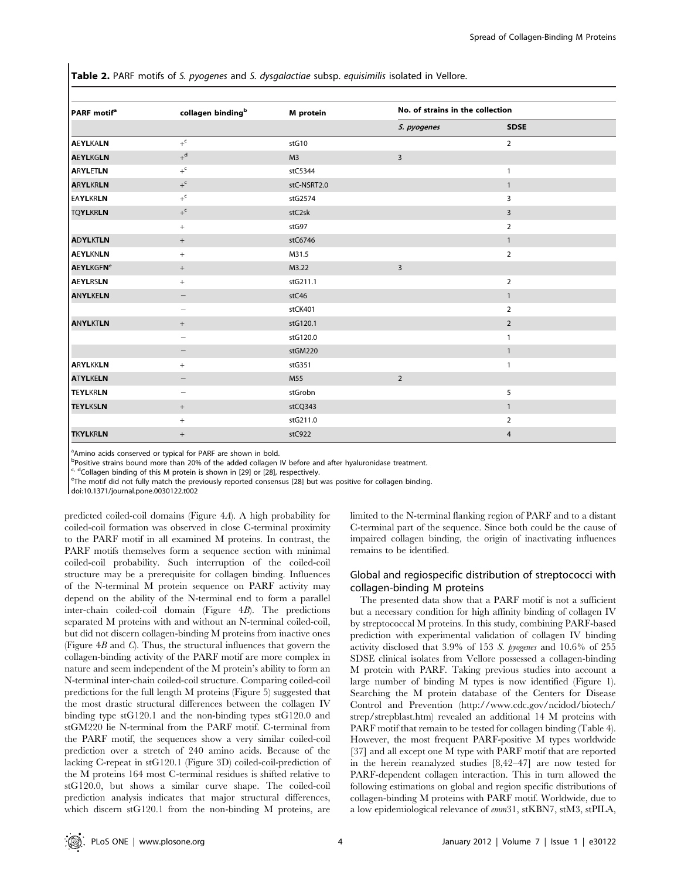**Table 2.** PARF motifs of *S. pyogenes* and *S. dysgalactiae* subsp. *equisimilis* isolated in Vellore.

| PARF motif[a] | collagen binding[b] | M protein | No. of strains in the collection | |
|---|---|---|---|---|
| | | | *S. pyogenes* | SDSE |
| **A**E**YL**KA**LN** | +[c] | stG10 | | 2 |
| **A**E**YL**KG**LN** | +[d] | M3 | 3 | |
| **A**R**YL**ET**LN** | +[c] | stC5344 | | 1 |
| **A**R**YL**KR**LN** | +[c] | stC-NSRT2.0 | | 1 |
| EA**YL**KR**LN** | +[c] | stG2574 | | 3 |
| TQ**YL**KR**LN** | +[c] | stC2sk | | 3 |
| | + | stG97 | | 2 |
| **A**D**YL**KT**LN** | + | stC6746 | | 1 |
| **A**E**YL**KN**LN** | + | M31.5 | | 2 |
| **A**E**YL**KGFN[e] | + | M3.22 | 3 | |
| **A**E**YL**RS**LN** | + | stG211.1 | | 2 |
| **A**N**YL**KE**LN** | − | stC46 | | 1 |
| | − | stCK401 | | 2 |
| **A**N**YL**KT**LN** | + | stG120.1 | | 2 |
| | − | stG120.0 | | 1 |
| | − | stGM220 | | 1 |
| **A**R**YL**KK**LN** | + | stG351 | | 1 |
| **A**T**YL**KE**LN** | − | M55 | 2 | |
| TE**YL**KR**LN** | − | stGrobn | | 5 |
| TE**YL**KS**LN** | + | stCQ343 | | 1 |
| | + | stG211.0 | | 2 |
| TK**YL**KR**LN** | + | stC922 | | 4 |

[a]Amino acids conserved or typical for PARF are shown in bold.
[b]Positive strains bound more than 20% of the added collagen IV before and after hyaluronidase treatment.
[c, d]Collagen binding of this M protein is shown in [29] or [28], respectively.
[e]The motif did not fully match the previously reported consensus [28] but was positive for collagen binding.
doi:10.1371/journal.pone.0030122.t002

predicted coiled-coil domains (Figure 4*A*). A high probability for coiled-coil formation was observed in close C-terminal proximity to the PARF motif in all examined M proteins. In contrast, the PARF motifs themselves form a sequence section with minimal coiled-coil probability. Such interruption of the coiled-coil structure may be a prerequisite for collagen binding. Influences of the N-terminal M protein sequence on PARF activity may depend on the ability of the N-terminal end to form a parallel inter-chain coiled-coil domain (Figure 4*B*). The predictions separated M proteins with and without an N-terminal coiled-coil, but did not discern collagen-binding M proteins from inactive ones (Figure 4*B* and *C*). Thus, the structural influences that govern the collagen-binding activity of the PARF motif are more complex in nature and seem independent of the M protein's ability to form an N-terminal inter-chain coiled-coil structure. Comparing coiled-coil predictions for the full length M proteins (Figure 5) suggested that the most drastic structural differences between the collagen IV binding type stG120.1 and the non-binding types stG120.0 and stGM220 lie N-terminal from the PARF motif. C-terminal from the PARF motif, the sequences show a very similar coiled-coil prediction over a stretch of 240 amino acids. Because of the lacking C-repeat in stG120.1 (Figure 3D) coiled-coil-prediction of the M proteins 164 most C-terminal residues is shifted relative to stG120.0, but shows a similar curve shape. The coiled-coil prediction analysis indicates that major structural differences, which discern stG120.1 from the non-binding M proteins, are limited to the N-terminal flanking region of PARF and to a distant C-terminal part of the sequence. Since both could be the cause of impaired collagen binding, the origin of inactivating influences remains to be identified.

## Global and regiospecific distribution of streptococci with collagen-binding M proteins

The presented data show that a PARF motif is not a sufficient but a necessary condition for high affinity binding of collagen IV by streptococcal M proteins. In this study, combining PARF-based prediction with experimental validation of collagen IV binding activity disclosed that 3.9% of 153 *S. pyogenes* and 10.6% of 255 SDSE clinical isolates from Vellore possessed a collagen-binding M protein with PARF. Taking previous studies into account a large number of binding M types is now identified (Figure 1). Searching the M protein database of the Centers for Disease Control and Prevention (http://www.cdc.gov/ncidod/biotech/strep/strepblast.htm) revealed an additional 14 M proteins with PARF motif that remain to be tested for collagen binding (Table 4). However, the most frequent PARF-positive M types worldwide [37] and all except one M type with PARF motif that are reported in the herein reanalyzed studies [8,42–47] are now tested for PARF-dependent collagen interaction. This in turn allowed the following estimations on global and region specific distributions of collagen-binding M proteins with PARF motif. Worldwide, due to a low epidemiological relevance of *emm*31, stKBN7, stM3, stPILA,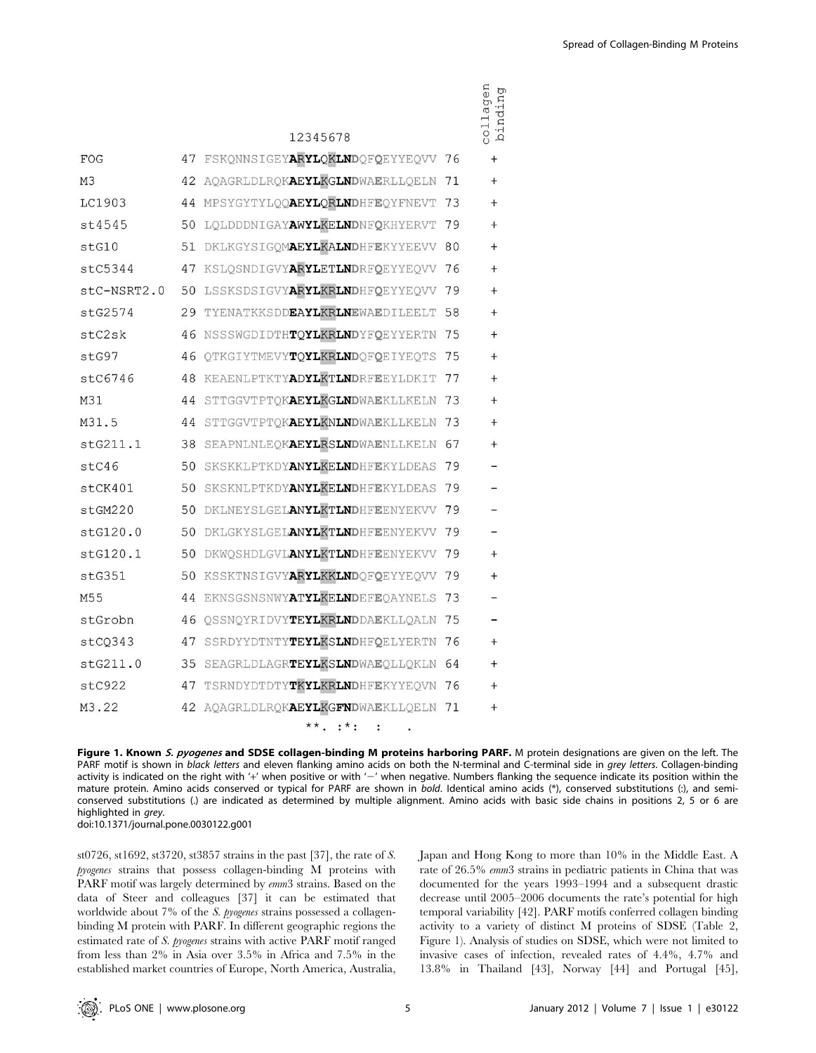```
                         12345678                   collagen
                                                    binding
FOG          47 FSKQNNSIGEYARYLQKLNDQFQEYYEQVV 76    +
M3           42 AQAGRLDLRQKAEYLKGLNDWAERLLQELN 71    +
LC1903       44 MPSYGYTYLQQAEYLQRLNDHFEQYFNEVT 73    +
st4545       50 LQLDDDNIGAYAWYLKELNDNFQKHYERVT 79    +
stG10        51 DKLKGYSIGQMAEYLKALNDHFEKYYEEVV 80    +
stC5344      47 KSLQSNDIGVYARYLETLNDRFQEYYEQVV 76    +
stC-NSRT2.0  50 LSSKSDSIGVYARYLKRLNDHFQEYYEQVV 79    +
stG2574      29 TYENATKKSDDEAYLKRLNEWAEDILEELT 58    +
stC2sk       46 NSSSWGDIDTHTQYLKRLNDYFQEYYERTN 75    +
stG97        46 QTKGIYTMEVYTQYLKRLNDQFQEIYEQTS 75    +
stC6746      48 KEAENLPTKTYADYLKTLNDRFEEYLDKIT 77    +
M31          44 STTGGVTPTQKAEYLKGLNDWAEKLLKELN 73    +
M31.5        44 STTGGVTPTQKAEYLKNLNDWAEKLLKELN 73    +
stG211.1     38 SEAPNLNLEQKAEYLRSLNDWAENLLKELN 67    +
stC46        50 SKSKKLPTKDYANYLKELNDHFEKYLDEAS 79    -
stCK401      50 SKSKNLPTKDYANYLKELNDHFEKYLDEAS 79    -
stGM220      50 DKLNEYSLGELANYLKTLNDHFEENYEKVV 79    -
stG120.0     50 DKLGKYSLGELANYLKTLNDHFEENYEKVV 79    -
stG120.1     50 DKWQSHDLGVLANYLKTLNDHFEENYEKVV 79    +
stG351       50 KSSKTNSIGVYARYLKKLNDQFQEYYEQVV 79    +
M55          44 EKNSGSNSNWYATYLKELNDEFEQAYNELS 73    -
stGrobn      46 QSSNQYRIDVYTEYLKRLNDDAEKLLQALN 75    -
stCQ343      47 SSRDYYDTNTYTEYLKSLNDHFQELYERTN 76    +
stG211.0     35 SEAGRLDLAGRTEYLKSLNDWAEQLLQKLN 64    +
stC922       47 TSRNDYDTDTYTKYLKRLNDHFEKYYEQVN 76    +
M3.22        42 AQAGRLDLRQKAEYLKGFNDWAEKLLQELN 71    +
                           **. :*:  :    .
```

**Figure 1. Known *S. pyogenes* and SDSE collagen-binding M proteins harboring PARF.** M protein designations are given on the left. The PARF motif is shown in *black letters* and eleven flanking amino acids on both the N-terminal and C-terminal side in *grey letters*. Collagen-binding activity is indicated on the right with '+' when positive or with '−' when negative. Numbers flanking the sequence indicate its position within the mature protein. Amino acids conserved or typical for PARF are shown in *bold*. Identical amino acids (*), conserved substitutions (:), and semi-conserved substitutions (.) are indicated as determined by multiple alignment. Amino acids with basic side chains in positions 2, 5 or 6 are highlighted in *grey*.
doi:10.1371/journal.pone.0030122.g001

st0726, st1692, st3720, st3857 strains in the past [37], the rate of *S. pyogenes* strains that possess collagen-binding M proteins with PARF motif was largely determined by *emm*3 strains. Based on the data of Steer and colleagues [37] it can be estimated that worldwide about 7% of the *S. pyogenes* strains possessed a collagen-binding M protein with PARF. In different geographic regions the estimated rate of *S. pyogenes* strains with active PARF motif ranged from less than 2% in Asia over 3.5% in Africa and 7.5% in the established market countries of Europe, North America, Australia, Japan and Hong Kong to more than 10% in the Middle East. A rate of 26.5% *emm*3 strains in pediatric patients in China that was documented for the years 1993–1994 and a subsequent drastic decrease until 2005–2006 documents the rate's potential for high temporal variability [42]. PARF motifs conferred collagen binding activity to a variety of distinct M proteins of SDSE (Table 2, Figure 1). Analysis of studies on SDSE, which were not limited to invasive cases of infection, revealed rates of 4.4%, 4.7% and 13.8% in Thailand [43], Norway [44] and Portugal [45],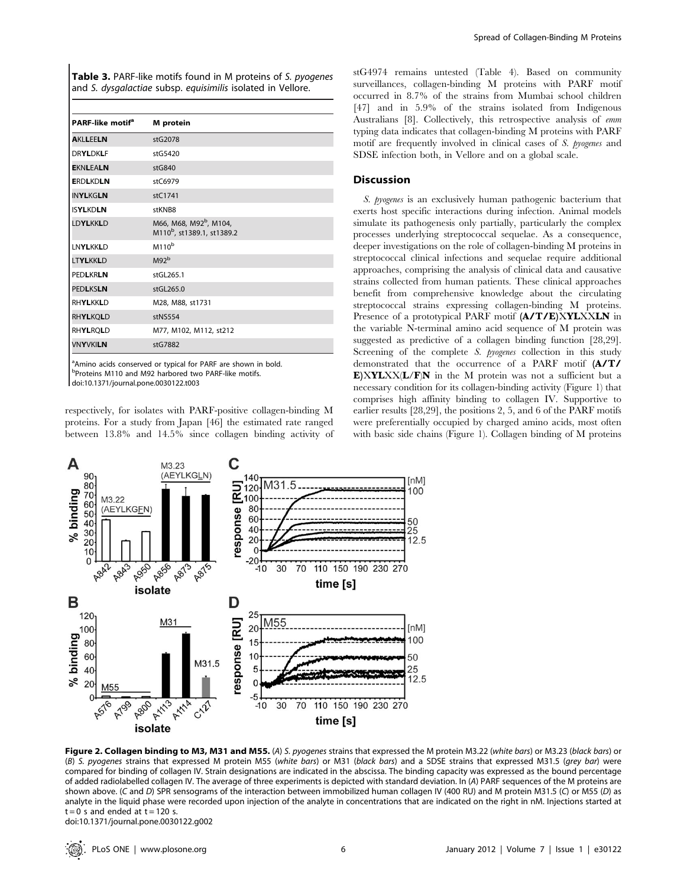**Table 3.** PARF-like motifs found in M proteins of *S. pyogenes* and *S. dysgalactiae* subsp. *equisimilis* isolated in Vellore.

| PARF-like motif[a] | M protein |
|---|---|
| **A**KL**LEE**LN | stG2078 |
| DR**YL**DKLF | stG5420 |
| **E**KNLEA**LN** | stG840 |
| **E**RDLKD**LN** | stC6979 |
| IN**YL**KG**LN** | stC1741 |
| IS**YL**KD**LN** | stKNB8 |
| LD**YL**KK**L**D | M66, M68, M92[b], M104, M110[b], st1389.1, st1389.2 |
| LN**YL**KK**L**D | M110[b] |
| LT**YL**KK**L**D | M92[b] |
| PED**L**KR**LN** | stGL265.1 |
| PED**L**KS**LN** | stGL265.0 |
| RH**YL**KK**L**D | M28, M88, st1731 |
| RH**YL**KQ**L**D | stNS554 |
| RH**YL**RQ**L**D | M77, M102, M112, st212 |
| VN**Y**VKI**LN** | stG7882 |

[a]Amino acids conserved or typical for PARF are shown in bold.
[b]Proteins M110 and M92 harbored two PARF-like motifs.
doi:10.1371/journal.pone.0030122.t003

respectively, for isolates with PARF-positive collagen-binding M proteins. For a study from Japan [46] the estimated rate ranged between 13.8% and 14.5% since collagen binding activity of stG4974 remains untested (Table 4). Based on community surveillances, collagen-binding M proteins with PARF motif occurred in 8.7% of the strains from Mumbai school children [47] and in 5.9% of the strains isolated from Indigenous Australians [8]. Collectively, this retrospective analysis of *emm* typing data indicates that collagen-binding M proteins with PARF motif are frequently involved in clinical cases of *S. pyogenes* and SDSE infection both, in Vellore and on a global scale.

## Discussion

*S. pyogenes* is an exclusively human pathogenic bacterium that exerts host specific interactions during infection. Animal models simulate its pathogenesis only partially, particularly the complex processes underlying streptococcal sequelae. As a consequence, deeper investigations on the role of collagen-binding M proteins in streptococcal clinical infections and sequelae require additional approaches, comprising the analysis of clinical data and causative strains collected from human patients. These clinical approaches benefit from comprehensive knowledge about the circulating streptococcal strains expressing collagen-binding M proteins. Presence of a prototypical PARF motif **(A/T/E)**X**YL**XX**LN** in the variable N-terminal amino acid sequence of M protein was suggested as predictive of a collagen binding function [28,29]. Screening of the complete *S. pyogenes* collection in this study demonstrated that the occurrence of a PARF motif **(A/T/E)**X**YL**XX**(L/F)N** in the M protein was not a sufficient but a necessary condition for its collagen-binding activity (Figure 1) that comprises high affinity binding to collagen IV. Supportive to earlier results [28,29], the positions 2, 5, and 6 of the PARF motifs were preferentially occupied by charged amino acids, most often with basic side chains (Figure 1). Collagen binding of M proteins

A
% binding
M3.22 (AEYLKGEN)
M3.23 (AEYLKGLN)
A842 A843 A950 A856 A873 A875
isolate

B
% binding
M55
M31
M31.5
A576 A799 A800 A1113 A1114 C127
isolate

C
response [RU]
M31.5
[nM]
100
50
25
12.5
time [s]

D
response [RU]
M55
[nM]
100
50
25
12.5
time [s]

**Figure 2. Collagen binding to M3, M31 and M55.** (*A*) *S. pyogenes* strains that expressed the M protein M3.22 (*white bars*) or M3.23 (*black bars*) or (*B*) *S. pyogenes* strains that expressed M protein M55 (*white bars*) or M31 (*black bars*) and a SDSE strains that expressed M31.5 (*grey bar*) were compared for binding of collagen IV. Strain designations are indicated in the abscissa. The binding capacity was expressed as the bound percentage of added radiolabelled collagen IV. The average of three experiments is depicted with standard deviation. In (*A*) PARF sequences of the M proteins are shown above. (*C* and *D*) SPR sensograms of the interaction between immobilized human collagen IV (400 RU) and M protein M31.5 (*C*) or M55 (*D*) as analyte in the liquid phase were recorded upon injection of the analyte in concentrations that are indicated on the right in nM. Injections started at t = 0 s and ended at t = 120 s.
doi:10.1371/journal.pone.0030122.g002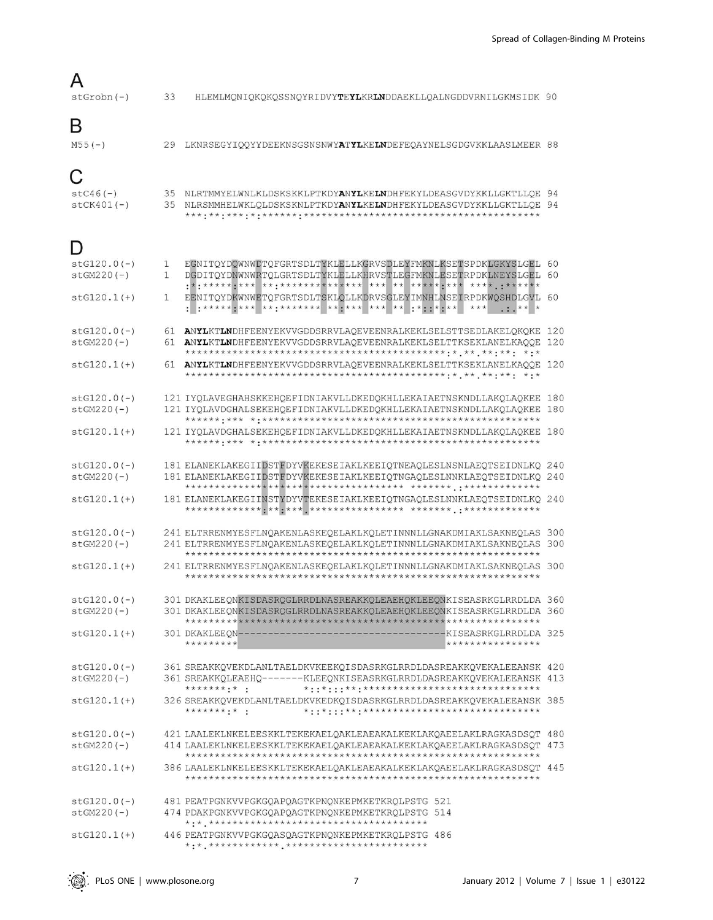A

```
stGrobn(-)     33   HLEMLMQNIQKQKQSSNQYRIDVYTEYLKRLNDDAEKLLQALNGDDVRNILGKMSIDK 90
```

B

```
M55(-)         29 LKNRSEGYIQQYYDEEKNSGSNSNWYATYLKELNDEFEQAYNELSGDGVKKLAASLMEER 88
```

C

```
stC46(-)       35 NLRTMMYELWNLKLDSKSKKLPTKDYANYLKELNDHFEKYLDEASGVDYKKLLGKTLLQE 94
stCK401(-)     35 NLRSMMHELWKLQLDSKSKNLPTKDYANYLKELNDHFEKYLDEASGVDYKKLLGKTLLQE 94
                  ***:**:***:*:******:****************************************
```

D

```
stG120.0(-)     1  EGNITQYDQWNWDTQFGRTSDLTYKLELLKGRVSDLEYFMKNLKSETSPDKLGKYSLGEL 60
stGM220(-)      1  DGDITQYDNWNWRTQLGRTSDLTYKLELLKHRVSTLEGFMKNLESETRPDKLNEYSLGEL 60
                   :*:*****:*** **:************** *** ** *****:*** ****.:******
stG120.1(+)     1  EENITQYDKWNWETQFGRTSDLTSKLQLLKDRVSGLEYIMNHLNSEIRPDKWQSHDLGVL 60
                   : :*****:*** **:******* **:*** *** ** :*::*:** ***  .:.** *

stG120.0(-)    61  ANYLKTLNDHFEENYEKVVGDDSRRVLAQEVEENRALKEKLSELSTTSEDLAKELQKQKE 120
stGM220(-)     61  ANYLKTLNDHFEENYEKVVGDDSRRVLAQEVEENRALKEKLSELTTKSEKLANELKAQQE 120
                   ********************************************:*.**.**:**: *:*
stG120.1(+)    61  ANYLKTLNDHFEENYEKVVGDDSRRVLAQEVEENRALKEKLSELTTKSEKLANELKAQQE 120
                   ********************************************:*.**.**:**: *:*

stG120.0(-)   121  IYQLAVEGHAHSKKEHQEFIDNIAKVLLDKEDQKHLLEKAIAETNSKNDLLAKQLAQKEE 180
stGM220(-)    121  IYQLAVDGHALSEKEHQEFIDNIAKVLLDKEDQKHLLEKAIAETNSKNDLLAKQLAQKEE 180
                   ******:*** *:***********************************************
stG120.1(+)   121  IYQLAVDGHALSEKEHQEFIDNIAKVLLDKEDQKHLLEKAIAETNSKNDLLAKQLAQKEE 180
                   ******:*** *:***********************************************

stG120.0(-)   181  ELANEKLAKEGIIDSTFDYVKEKESEIAKLKEEIQTNEAQLESLNSNLAEQTSEIDNLKQ 240
stGM220(-)    181  ELANEKLAKEGIIDSTFDYVKEKESEIAKLKEEIQTNGAQLESLNNKLAEQTSEIDNLKQ 240
                   ************************************* *******.:*************
stG120.1(+)   181  ELANEKLAKEGIINSTYDYVTEKESEIAKLKEEIQTNGAQLESLNNKLAEQTSEIDNLKQ 240
                   *************:**:***.**************** *******.:*************

stG120.0(-)   241  ELTRRENMYESFLNQAKENLASKEQELAKLKQLETINNNLLGNAKDMIAKLSAKNEQLAS 300
stGM220(-)    241  ELTRRENMYESFLNQAKENLASKEQELAKLKQLETINNNLLGNAKDMIAKLSAKNEQLAS 300
                   ************************************************************
stG120.1(+)   241  ELTRRENMYESFLNQAKENLASKEQELAKLKQLETINNNLLGNAKDMIAKLSAKNEQLAS 300
                   ************************************************************

stG120.0(-)   301  DKAKLEEQNKISDASRQGLRRDLNASREAKKQLEAEHQKLEEQNKISEASRKGLRRDLDA 360
stGM220(-)    301  DKAKLEEQNKISDASRQGLRRDLNASREAKKQLEAEHQKLEEQNKISEASRKGLRRDLDA 360
                   ************************************************************
stG120.1(+)   301  DKAKLEEQN-----------------------------------KISEASRKGLRRDLDA 325
                   *********                                   ****************

stG120.0(-)   361  SREAKKQVEKDLANLTAELDKVKEEKQISDASRKGLRRDLDASREAKKQVEKALEEANSK 420
stGM220(-)    361  SREAKKQLEAEHQ-------KLEEQNKISEASRKGLRRDLDASREAKKQVEKALEEANSK 413
                   *******:* :         *::*::**:******************************
stG120.1(+)   326  SREAKKQVEKDLANLTAELDKVKEDKQISDASRKGLRRDLDASREAKKQVEKALEEANSK 385
                   *******:* :         *::*::**:******************************

stG120.0(-)   421  LAALEKLNKELEESKKLTEKEKAELQAKLEAEAKALKEKLAKQAEELAKLRAGKASDSQT 480
stGM220(-)    414  LAALEKLNKELEESKKLTEKEKAELQAKLEAEAKALKEKLAKQAEELAKLRAGKASDSQT 473
                   ************************************************************
stG120.1(+)   386  LAALEKLNKELEESKKLTEKEKAELQAKLEAEAKALKEKLAKQAEELAKLRAGKASDSQT 445
                   ************************************************************

stG120.0(-)   481  PEATPGNKVVPGKGQAPQAGTKPNQNKEPMKETKRQLPSTG 521
stGM220(-)    474  PDAKPGNKVVPGKGQAPQAGTKPNQNKEPMKETKRQLPSTG 514
                   *:*.************************************
stG120.1(+)   446  PEATPGNKVVPGKGQASQAGTKPNQNKEPMKETKRQLPSTG 486
                   *:*.************.***********************
```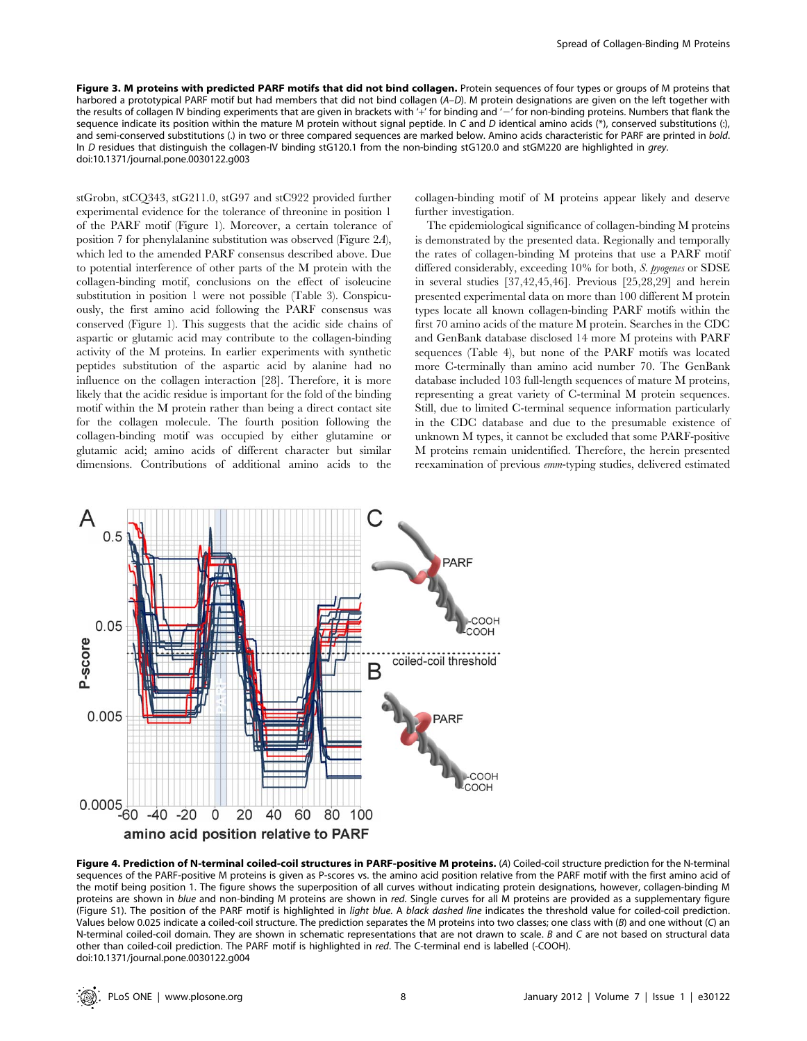**Figure 3. M proteins with predicted PARF motifs that did not bind collagen.** Protein sequences of four types or groups of M proteins that harbored a prototypical PARF motif but had members that did not bind collagen (*A–D*). M protein designations are given on the left together with the results of collagen IV binding experiments that are given in brackets with '+' for binding and '−' for non-binding proteins. Numbers that flank the sequence indicate its position within the mature M protein without signal peptide. In *C* and *D* identical amino acids (*), conserved substitutions (:), and semi-conserved substitutions (.) in two or three compared sequences are marked below. Amino acids characteristic for PARF are printed in **bold**. In *D* residues that distinguish the collagen-IV binding stG120.1 from the non-binding stG120.0 and stGM220 are highlighted in *grey*.
doi:10.1371/journal.pone.0030122.g003

stGrobn, stCQ343, stG211.0, stG97 and stC922 provided further experimental evidence for the tolerance of threonine in position 1 of the PARF motif (Figure 1). Moreover, a certain tolerance of position 7 for phenylalanine substitution was observed (Figure 2*A*), which led to the amended PARF consensus described above. Due to potential interference of other parts of the M protein with the collagen-binding motif, conclusions on the effect of isoleucine substitution in position 1 were not possible (Table 3). Conspicuously, the first amino acid following the PARF consensus was conserved (Figure 1). This suggests that the acidic side chains of aspartic or glutamic acid may contribute to the collagen-binding activity of the M proteins. In earlier experiments with synthetic peptides substitution of the aspartic acid by alanine had no influence on the collagen interaction [28]. Therefore, it is more likely that the acidic residue is important for the fold of the binding motif within the M protein rather than being a direct contact site for the collagen molecule. The fourth position following the collagen-binding motif was occupied by either glutamine or glutamic acid; amino acids of different character but similar dimensions. Contributions of additional amino acids to the collagen-binding motif of M proteins appear likely and deserve further investigation.

The epidemiological significance of collagen-binding M proteins is demonstrated by the presented data. Regionally and temporally the rates of collagen-binding M proteins that use a PARF motif differed considerably, exceeding 10% for both, *S. pyogenes* or SDSE in several studies [37,42,45,46]. Previous [25,28,29] and herein presented experimental data on more than 100 different M protein types locate all known collagen-binding PARF motifs within the first 70 amino acids of the mature M protein. Searches in the CDC and GenBank database disclosed 14 more M proteins with PARF sequences (Table 4), but none of the PARF motifs was located more C-terminally than amino acid number 70. The GenBank database included 103 full-length sequences of mature M proteins, representing a great variety of C-terminal M protein sequences. Still, due to limited C-terminal sequence information particularly in the CDC database and due to the presumable existence of unknown M types, it cannot be excluded that some PARF-positive M proteins remain unidentified. Therefore, the herein presented reexamination of previous *emm*-typing studies, delivered estimated

A
0.5
0.05
P-score
0.005
0.0005
-60 -40 -20 0 20 40 60 80 100
amino acid position relative to PARF
PARF
coiled-coil threshold
C
PARF
-COOH
-COOH
B
PARF
-COOH
-COOH

**Figure 4. Prediction of N-terminal coiled-coil structures in PARF-positive M proteins.** (*A*) Coiled-coil structure prediction for the N-terminal sequences of the PARF-positive M proteins is given as P-scores vs. the amino acid position relative from the PARF motif with the first amino acid of the motif being position 1. The figure shows the superposition of all curves without indicating protein designations, however, collagen-binding M proteins are shown in *blue* and non-binding M proteins are shown in *red*. Single curves for all M proteins are provided as a supplementary figure (Figure S1). The position of the PARF motif is highlighted in *light blue*. A *black dashed line* indicates the threshold value for coiled-coil prediction. Values below 0.025 indicate a coiled-coil structure. The prediction separates the M proteins into two classes; one class with (*B*) and one without (*C*) an N-terminal coiled-coil domain. They are shown in schematic representations that are not drawn to scale. *B* and *C* are not based on structural data other than coiled-coil prediction. The PARF motif is highlighted in *red*. The C-terminal end is labelled (-COOH).
doi:10.1371/journal.pone.0030122.g004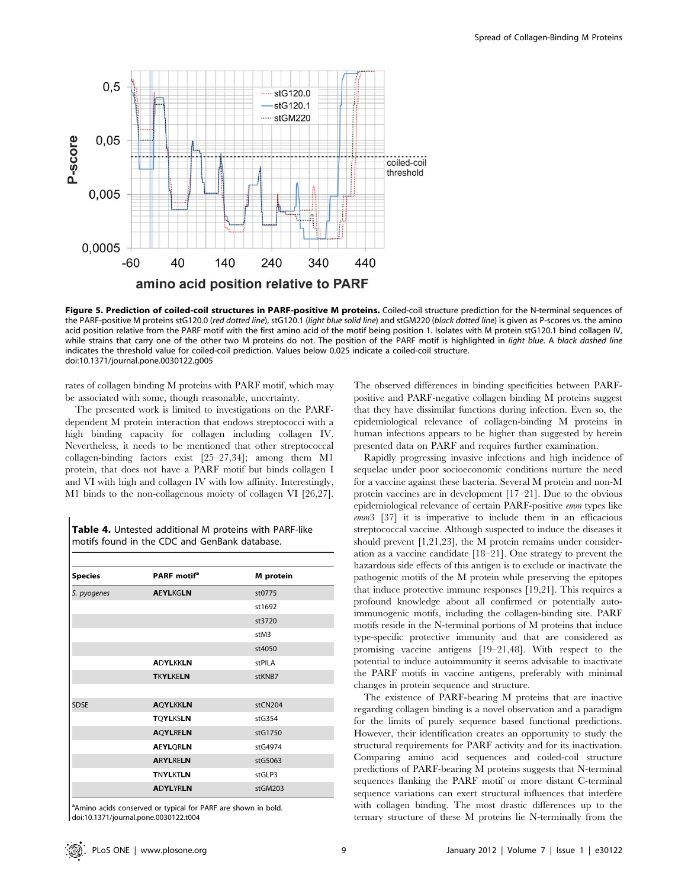0,5

0,05

0,005

0,0005

P-score

stG120.0

stG120.1

stGM220

coiled-coil threshold

-60 40 140 240 340 440

amino acid position relative to PARF

**Figure 5. Prediction of coiled-coil structures in PARF-positive M proteins.** Coiled-coil structure prediction for the N-terminal sequences of the PARF-positive M proteins stG120.0 (*red dotted line*), stG120.1 (*light blue solid line*) and stGM220 (*black dotted line*) is given as P-scores vs. the amino acid position relative from the PARF motif with the first amino acid of the motif being position 1. Isolates with M protein stG120.1 bind collagen IV, while strains that carry one of the other two M proteins do not. The position of the PARF motif is highlighted in *light blue*. A *black dashed line* indicates the threshold value for coiled-coil prediction. Values below 0.025 indicate a coiled-coil structure.
doi:10.1371/journal.pone.0030122.g005

rates of collagen binding M proteins with PARF motif, which may be associated with some, though reasonable, uncertainty.

The presented work is limited to investigations on the PARF-dependent M protein interaction that endows streptococci with a high binding capacity for collagen including collagen IV. Nevertheless, it needs to be mentioned that other streptococcal collagen-binding factors exist [25–27,34]; among them M1 protein, that does not have a PARF motif but binds collagen I and VI with high and collagen IV with low affinity. Interestingly, M1 binds to the non-collagenous moiety of collagen VI [26,27].

**Table 4.** Untested additional M proteins with PARF-like motifs found in the CDC and GenBank database.

| Species | PARF motif[a] | M protein |
|---|---|---|
| *S. pyogenes* | **A**E**YL**KG**LN** | st0775 |
| | | st1692 |
| | | st3720 |
| | | stM3 |
| | | st4050 |
| | **A**D**YL**KK**LN** | stPILA |
| | **T**K**YL**KE**LN** | stKNB7 |
| | | |
| SDSE | **A**Q**YL**KK**LN** | stCN204 |
| | **T**Q**YL**KS**LN** | stG354 |
| | **A**Q**YL**RE**LN** | stG1750 |
| | **A**E**YL**QR**LN** | stG4974 |
| | **A**R**YL**RE**LN** | stG5063 |
| | **T**N**YL**KT**LN** | stGLP3 |
| | **A**D**YL**YR**LN** | stGM203 |

[a]Amino acids conserved or typical for PARF are shown in bold.
doi:10.1371/journal.pone.0030122.t004

The observed differences in binding specificities between PARF-positive and PARF-negative collagen binding M proteins suggest that they have dissimilar functions during infection. Even so, the epidemiological relevance of collagen-binding M proteins in human infections appears to be higher than suggested by herein presented data on PARF and requires further examination.

Rapidly progressing invasive infections and high incidence of sequelae under poor socioeconomic conditions nurture the need for a vaccine against these bacteria. Several M protein and non-M protein vaccines are in development [17–21]. Due to the obvious epidemiological relevance of certain PARF-positive *emm* types like *emm*3 [37] it is imperative to include them in an efficacious streptococcal vaccine. Although suspected to induce the diseases it should prevent [1,21,23], the M protein remains under consideration as a vaccine candidate [18–21]. One strategy to prevent the hazardous side effects of this antigen is to exclude or inactivate the pathogenic motifs of the M protein while preserving the epitopes that induce protective immune responses [19,21]. This requires a profound knowledge about all confirmed or potentially auto-immunogenic motifs, including the collagen-binding site. PARF motifs reside in the N-terminal portions of M proteins that induce type-specific protective immunity and that are considered as promising vaccine antigens [19–21,48]. With respect to the potential to induce autoimmunity it seems advisable to inactivate the PARF motifs in vaccine antigens, preferably with minimal changes in protein sequence and structure.

The existence of PARF-bearing M proteins that are inactive regarding collagen binding is a novel observation and a paradigm for the limits of purely sequence based functional predictions. However, their identification creates an opportunity to study the structural requirements for PARF activity and for its inactivation. Comparing amino acid sequences and coiled-coil structure predictions of PARF-bearing M proteins suggests that N-terminal sequences flanking the PARF motif or more distant C-terminal sequence variations can exert structural influences that interfere with collagen binding. The most drastic differences up to the ternary structure of these M proteins lie N-terminally from the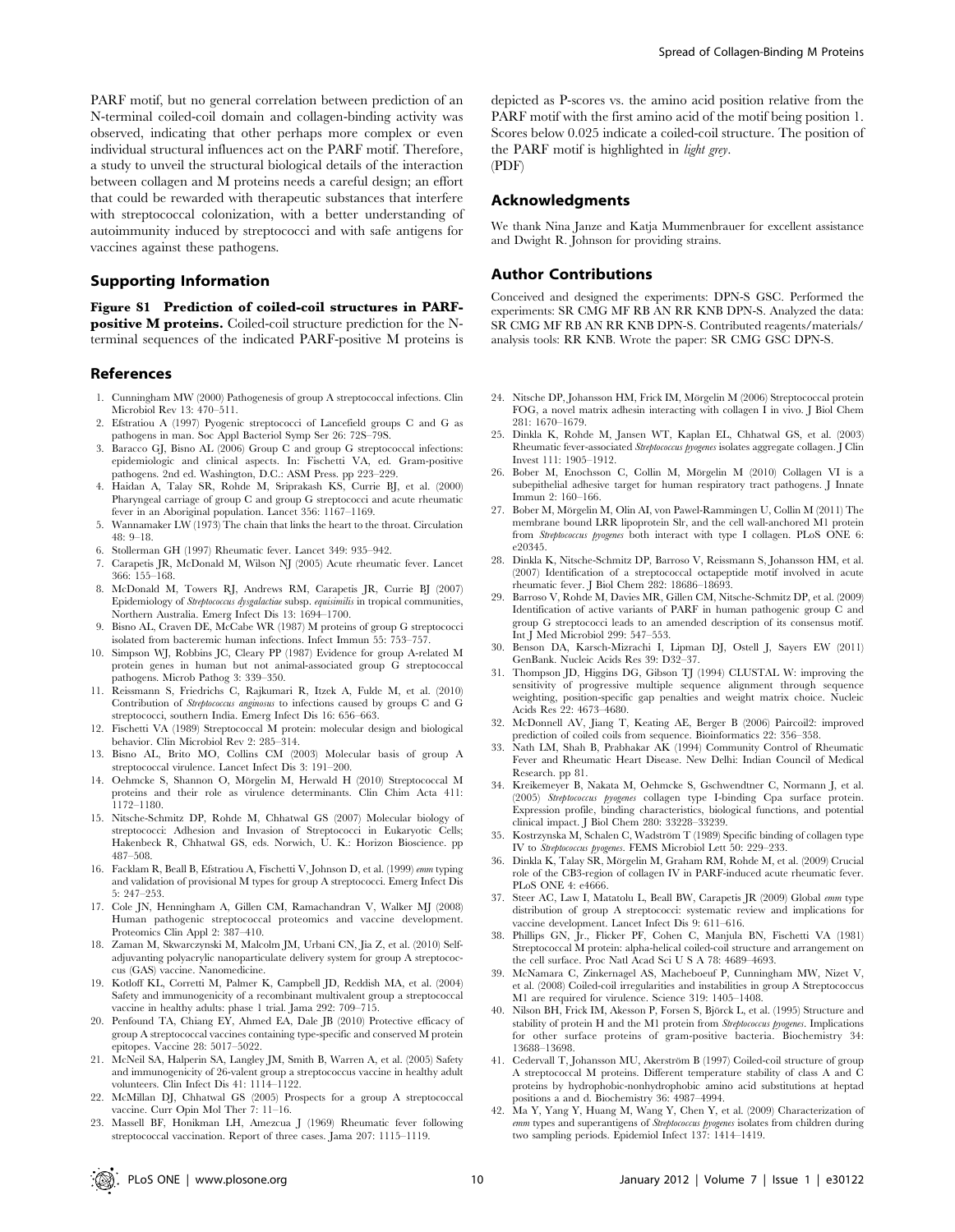PARF motif, but no general correlation between prediction of an N-terminal coiled-coil domain and collagen-binding activity was observed, indicating that other perhaps more complex or even individual structural influences act on the PARF motif. Therefore, a study to unveil the structural biological details of the interaction between collagen and M proteins needs a careful design; an effort that could be rewarded with therapeutic substances that interfere with streptococcal colonization, with a better understanding of autoimmunity induced by streptococci and with safe antigens for vaccines against these pathogens.

## Supporting Information

**Figure S1 Prediction of coiled-coil structures in PARF-positive M proteins.** Coiled-coil structure prediction for the N-terminal sequences of the indicated PARF-positive M proteins is depicted as P-scores vs. the amino acid position relative from the PARF motif with the first amino acid of the motif being position 1. Scores below 0.025 indicate a coiled-coil structure. The position of the PARF motif is highlighted in *light grey*.
(PDF)

## Acknowledgments

We thank Nina Janze and Katja Mummenbrauer for excellent assistance and Dwight R. Johnson for providing strains.

## Author Contributions

Conceived and designed the experiments: DPN-S GSC. Performed the experiments: SR CMG MF RB AN RR KNB DPN-S. Analyzed the data: SR CMG MF RB AN RR KNB DPN-S. Contributed reagents/materials/analysis tools: RR KNB. Wrote the paper: SR CMG GSC DPN-S.

## References

1. Cunningham MW (2000) Pathogenesis of group A streptococcal infections. Clin Microbiol Rev 13: 470–511.
2. Efstratiou A (1997) Pyogenic streptococci of Lancefield groups C and G as pathogens in man. Soc Appl Bacteriol Symp Ser 26: 72S–79S.
3. Baracco GJ, Bisno AL (2006) Group C and group G streptococcal infections: epidemiologic and clinical aspects. In: Fischetti VA, ed. Gram-positive pathogens. 2nd ed. Washington, D.C.: ASM Press. pp 223–229.
4. Haidan A, Talay SR, Rohde M, Sriprakash KS, Currie BJ, et al. (2000) Pharyngeal carriage of group C and group G streptococci and acute rheumatic fever in an Aboriginal population. Lancet 356: 1167–1169.
5. Wannamaker LW (1973) The chain that links the heart to the throat. Circulation 48: 9–18.
6. Stollerman GH (1997) Rheumatic fever. Lancet 349: 935–942.
7. Carapetis JR, McDonald M, Wilson NJ (2005) Acute rheumatic fever. Lancet 366: 155–168.
8. McDonald M, Towers RJ, Andrews RM, Carapetis JR, Currie BJ (2007) Epidemiology of *Streptococcus dysgalactiae* subsp. *equisimilis* in tropical communities, Northern Australia. Emerg Infect Dis 13: 1694–1700.
9. Bisno AL, Craven DE, McCabe WR (1987) M proteins of group G streptococci isolated from bacteremic human infections. Infect Immun 55: 753–757.
10. Simpson WJ, Robbins JC, Cleary PP (1987) Evidence for group A-related M protein genes in human but not animal-associated group G streptococcal pathogens. Microb Pathog 3: 339–350.
11. Reissmann S, Friedrichs C, Rajkumari R, Itzek A, Fulde M, et al. (2010) Contribution of *Streptococcus anginosus* to infections caused by groups C and G streptococci, southern India. Emerg Infect Dis 16: 656–663.
12. Fischetti VA (1989) Streptococcal M protein: molecular design and biological behavior. Clin Microbiol Rev 2: 285–314.
13. Bisno AL, Brito MO, Collins CM (2003) Molecular basis of group A streptococcal virulence. Lancet Infect Dis 3: 191–200.
14. Oehmcke S, Shannon O, Mörgelin M, Herwald H (2010) Streptococcal M proteins and their role as virulence determinants. Clin Chim Acta 411: 1172–1180.
15. Nitsche-Schmitz DP, Rohde M, Chhatwal GS (2007) Molecular biology of streptococci: Adhesion and Invasion of Streptococci in Eukaryotic Cells; Hakenbeck R, Chhatwal GS, eds. Norwich, U. K.: Horizon Bioscience. pp 487–508.
16. Facklam R, Beall B, Efstratiou A, Fischetti V, Johnson D, et al. (1999) *emm* typing and validation of provisional M types for group A streptococci. Emerg Infect Dis 5: 247–253.
17. Cole JN, Henningham A, Gillen CM, Ramachandran V, Walker MJ (2008) Human pathogenic streptococcal proteomics and vaccine development. Proteomics Clin Appl 2: 387–410.
18. Zaman M, Skwarczynski M, Malcolm JM, Urbani CN, Jia Z, et al. (2010) Self-adjuvanting polyacrylic nanoparticulate delivery system for group A streptococcus (GAS) vaccine. Nanomedicine.
19. Kotloff KL, Corretti M, Palmer K, Campbell JD, Reddish MA, et al. (2004) Safety and immunogenicity of a recombinant multivalent group a streptococcal vaccine in healthy adults: phase 1 trial. Jama 292: 709–715.
20. Penfound TA, Chiang EY, Ahmed EA, Dale JB (2010) Protective efficacy of group A streptococcal vaccines containing type-specific and conserved M protein epitopes. Vaccine 28: 5017–5022.
21. McNeil SA, Halperin SA, Langley JM, Smith B, Warren A, et al. (2005) Safety and immunogenicity of 26-valent group a streptococcus vaccine in healthy adult volunteers. Clin Infect Dis 41: 1114–1122.
22. McMillan DJ, Chhatwal GS (2005) Prospects for a group A streptococcal vaccine. Curr Opin Mol Ther 7: 11–16.
23. Massell BF, Honikman LH, Amezcua J (1969) Rheumatic fever following streptococcal vaccination. Report of three cases. Jama 207: 1115–1119.
24. Nitsche DP, Johansson HM, Frick IM, Mörgelin M (2006) Streptococcal protein FOG, a novel matrix adhesin interacting with collagen I in vivo. J Biol Chem 281: 1670–1679.
25. Dinkla K, Rohde M, Jansen WT, Kaplan EL, Chhatwal GS, et al. (2003) Rheumatic fever-associated *Streptococcus pyogenes* isolates aggregate collagen. J Clin Invest 111: 1905–1912.
26. Bober M, Enochsson C, Collin M, Mörgelin M (2010) Collagen VI is a subepithelial adhesive target for human respiratory tract pathogens. J Innate Immun 2: 160–166.
27. Bober M, Mörgelin M, Olin AI, von Pawel-Rammingen U, Collin M (2011) The membrane bound LRR lipoprotein Slr, and the cell wall-anchored M1 protein from *Streptococcus pyogenes* both interact with type I collagen. PLoS ONE 6: e20345.
28. Dinkla K, Nitsche-Schmitz DP, Barroso V, Reissmann S, Johansson HM, et al. (2007) Identification of a streptococcal octapeptide motif involved in acute rheumatic fever. J Biol Chem 282: 18686–18693.
29. Barroso V, Rohde M, Davies MR, Gillen CM, Nitsche-Schmitz DP, et al. (2009) Identification of active variants of PARF in human pathogenic group C and group G streptococci leads to an amended description of its consensus motif. Int J Med Microbiol 299: 547–553.
30. Benson DA, Karsch-Mizrachi I, Lipman DJ, Ostell J, Sayers EW (2011) GenBank. Nucleic Acids Res 39: D32–37.
31. Thompson JD, Higgins DG, Gibson TJ (1994) CLUSTAL W: improving the sensitivity of progressive multiple sequence alignment through sequence weighting, position-specific gap penalties and weight matrix choice. Nucleic Acids Res 22: 4673–4680.
32. McDonnell AV, Jiang T, Keating AE, Berger B (2006) Paircoil2: improved prediction of coiled coils from sequence. Bioinformatics 22: 356–358.
33. Nath LM, Shah B, Prabhakar AK (1994) Community Control of Rheumatic Fever and Rheumatic Heart Disease. New Delhi: Indian Council of Medical Research. pp 81.
34. Kreikemeyer B, Nakata M, Oehmcke S, Gschwendtner C, Normann J, et al. (2005) *Streptococcus pyogenes* collagen type I-binding Cpa surface protein. Expression profile, binding characteristics, biological functions, and potential clinical impact. J Biol Chem 280: 33228–33239.
35. Kostrzynska M, Schalen C, Wadström T (1989) Specific binding of collagen type IV to *Streptococcus pyogenes*. FEMS Microbiol Lett 50: 229–233.
36. Dinkla K, Talay SR, Mörgelin M, Graham RM, Rohde M, et al. (2009) Crucial role of the CB3-region of collagen IV in PARF-induced acute rheumatic fever. PLoS ONE 4: e4666.
37. Steer AC, Law I, Matatolu L, Beall BW, Carapetis JR (2009) Global *emm* type distribution of group A streptococci: systematic review and implications for vaccine development. Lancet Infect Dis 9: 611–616.
38. Phillips GN, Jr., Flicker PF, Cohen C, Manjula BN, Fischetti VA (1981) Streptococcal M protein: alpha-helical coiled-coil structure and arrangement on the cell surface. Proc Natl Acad Sci U S A 78: 4689–4693.
39. McNamara C, Zinkernagel AS, Macheboeuf P, Cunningham MW, Nizet V, et al. (2008) Coiled-coil irregularities and instabilities in group A Streptococcus M1 are required for virulence. Science 319: 1405–1408.
40. Nilson BH, Frick IM, Akesson P, Forsen S, Björck L, et al. (1995) Structure and stability of protein H and the M1 protein from *Streptococcus pyogenes*. Implications for other surface proteins of gram-positive bacteria. Biochemistry 34: 13688–13698.
41. Cedervall T, Johansson MU, Akerström B (1997) Coiled-coil structure of group A streptococcal M proteins. Different temperature stability of class A and C proteins by hydrophobic-nonhydrophobic amino acid substitutions at heptad positions a and d. Biochemistry 36: 4987–4994.
42. Ma Y, Yang Y, Huang M, Wang Y, Chen Y, et al. (2009) Characterization of *emm* types and superantigens of *Streptococcus pyogenes* isolates from children during two sampling periods. Epidemiol Infect 137: 1414–1419.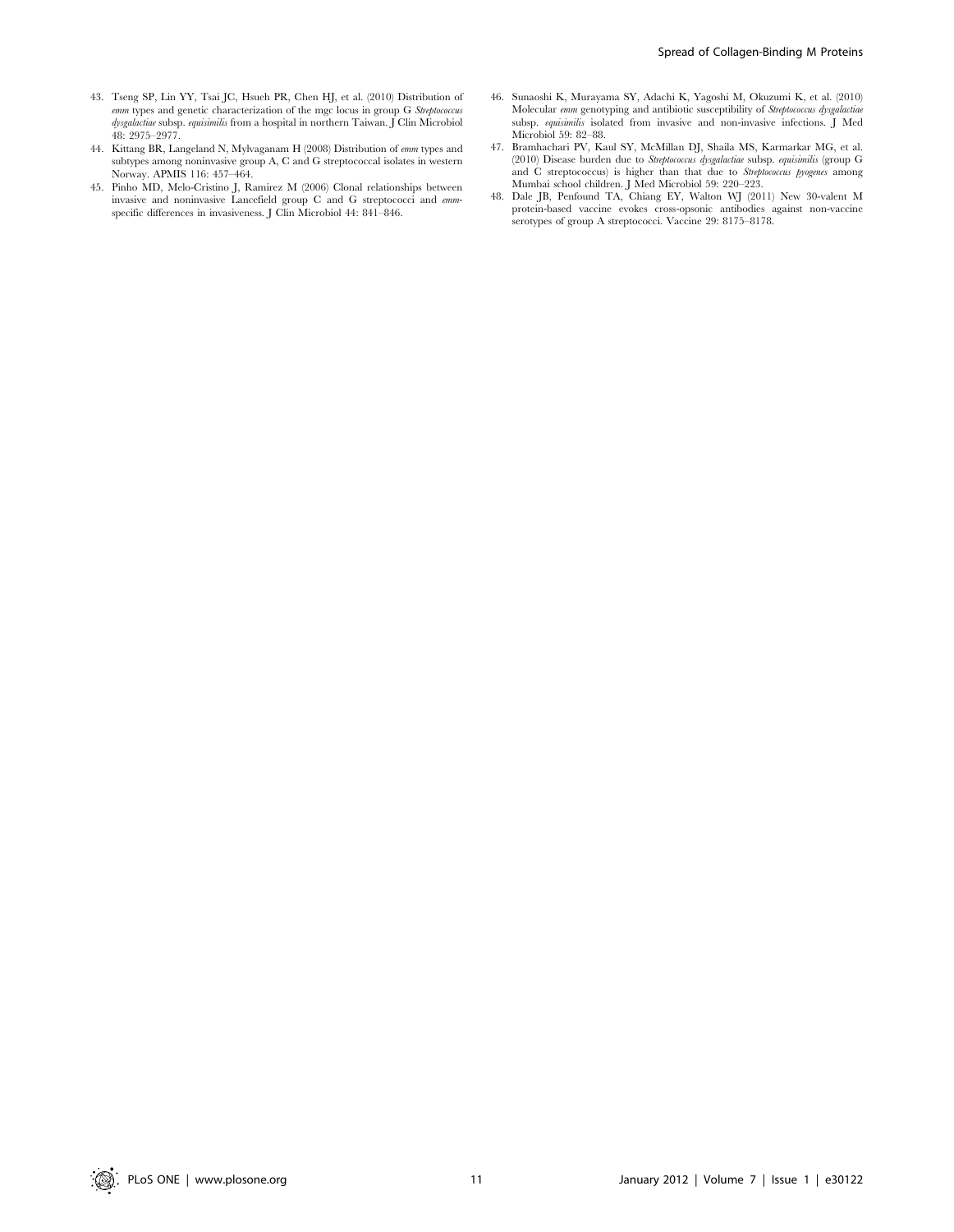43. Tseng SP, Lin YY, Tsai JC, Hsueh PR, Chen HJ, et al. (2010) Distribution of *emm* types and genetic characterization of the mgc locus in group G *Streptococcus dysgalactiae* subsp. *equisimilis* from a hospital in northern Taiwan. J Clin Microbiol 48: 2975–2977.
44. Kittang BR, Langeland N, Mylvaganam H (2008) Distribution of *emm* types and subtypes among noninvasive group A, C and G streptococcal isolates in western Norway. APMIS 116: 457–464.
45. Pinho MD, Melo-Cristino J, Ramirez M (2006) Clonal relationships between invasive and noninvasive Lancefield group C and G streptococci and *emm*-specific differences in invasiveness. J Clin Microbiol 44: 841–846.
46. Sunaoshi K, Murayama SY, Adachi K, Yagoshi M, Okuzumi K, et al. (2010) Molecular *emm* genotyping and antibiotic susceptibility of *Streptococcus dysgalactiae* subsp. *equisimilis* isolated from invasive and non-invasive infections. J Med Microbiol 59: 82–88.
47. Bramhachari PV, Kaul SY, McMillan DJ, Shaila MS, Karmarkar MG, et al. (2010) Disease burden due to *Streptococcus dysgalactiae* subsp. *equisimilis* (group G and C streptococcus) is higher than that due to *Streptococcus pyogenes* among Mumbai school children. J Med Microbiol 59: 220–223.
48. Dale JB, Penfound TA, Chiang EY, Walton WJ (2011) New 30-valent M protein-based vaccine evokes cross-opsonic antibodies against non-vaccine serotypes of group A streptococci. Vaccine 29: 8175–8178.